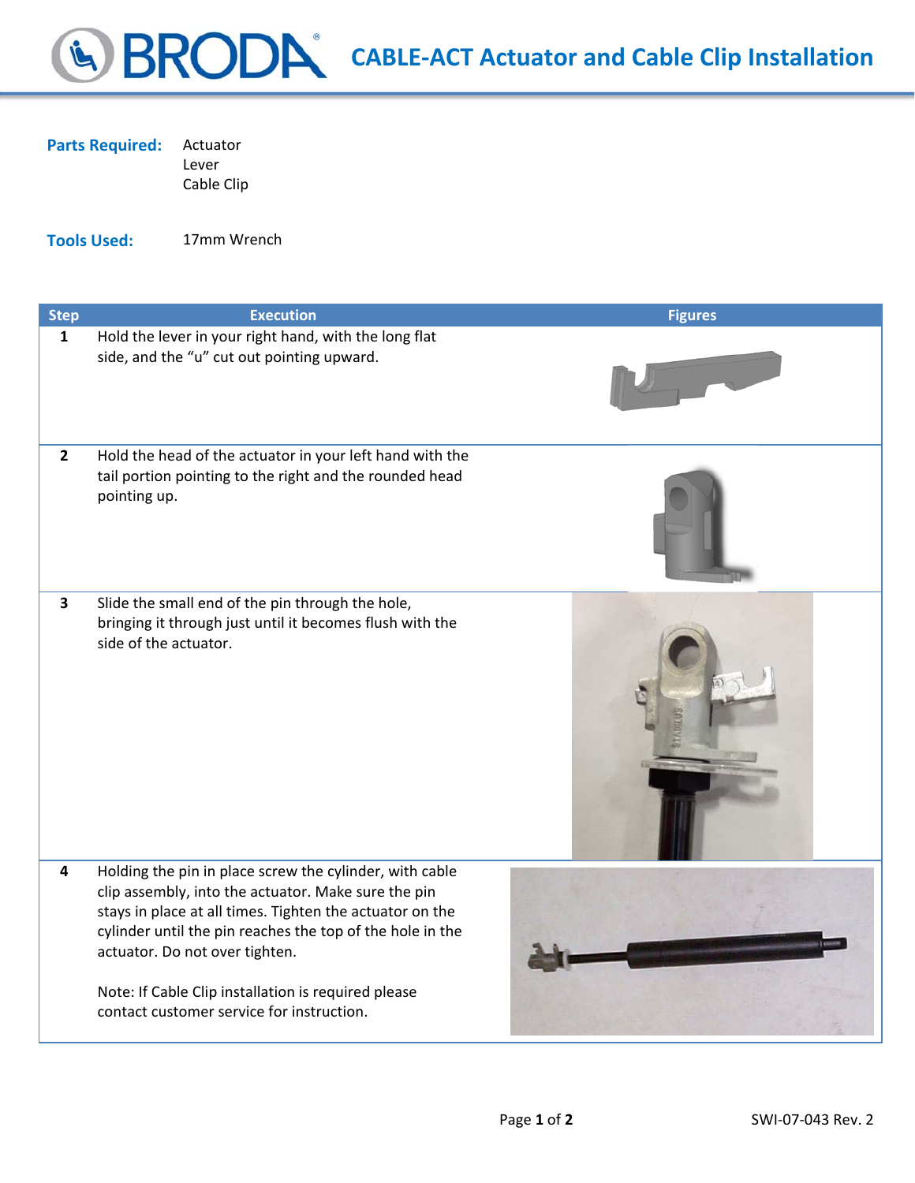# CABLE-ACT Actuator and Cable Clip Installation

**Parts Required:** Actuator
Lever
Cable Clip

**Tools Used:** 17mm Wrench

| Step | Execution | Figures |
|---|---|---|
| 1 | Hold the lever in your right hand, with the long flat side, and the "u" cut out pointing upward. | |
| 2 | Hold the head of the actuator in your left hand with the tail portion pointing to the right and the rounded head pointing up. | |
| 3 | Slide the small end of the pin through the hole, bringing it through just until it becomes flush with the side of the actuator. | |
| 4 | Holding the pin in place screw the cylinder, with cable clip assembly, into the actuator. Make sure the pin stays in place at all times. Tighten the actuator on the cylinder until the pin reaches the top of the hole in the actuator. Do not over tighten.<br><br>Note: If Cable Clip installation is required please contact customer service for instruction. | |

SWI-07-043 Rev. 2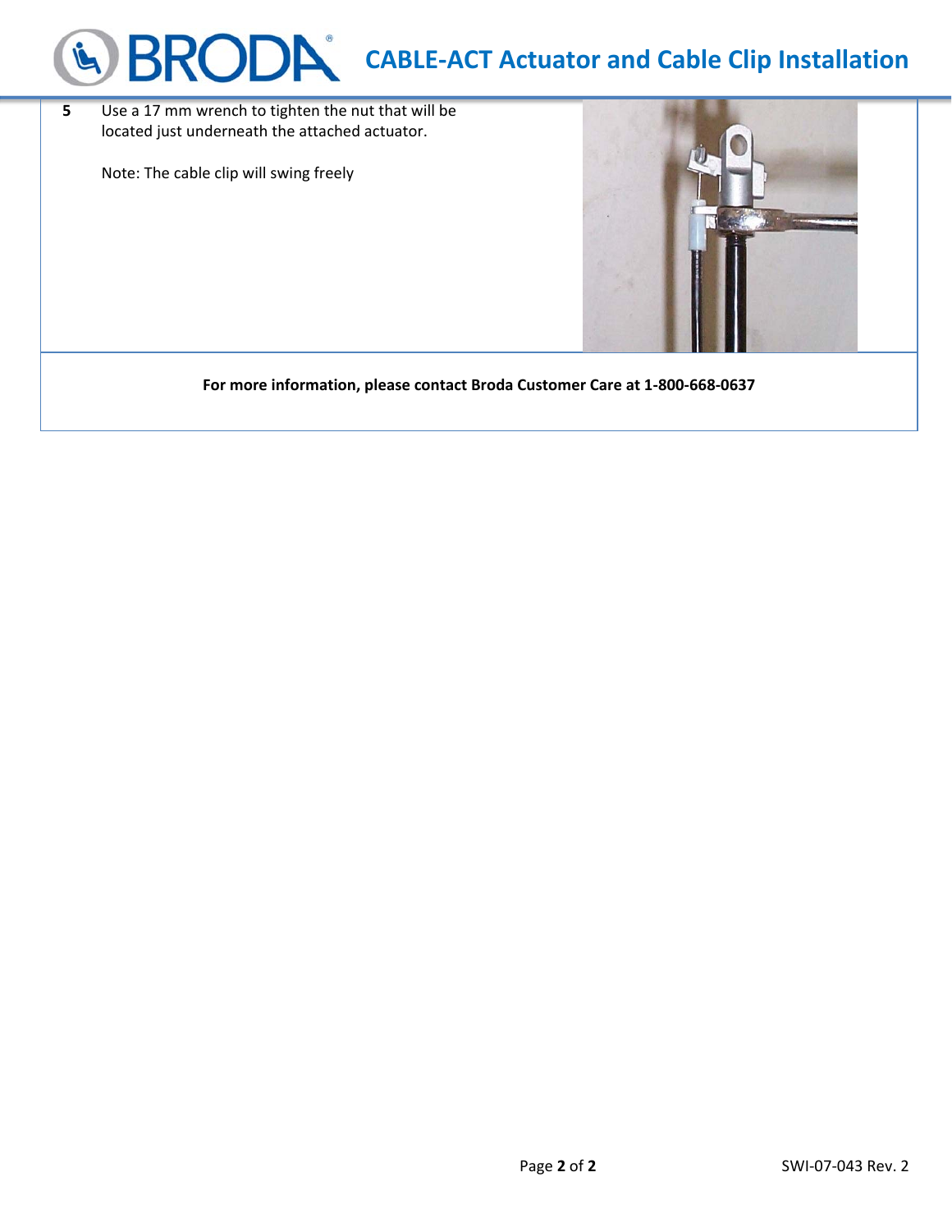5. Use a 17 mm wrench to tighten the nut that will be located just underneath the attached actuator.

   Note: The cable clip will swing freely

**For more information, please contact Broda Customer Care at 1-800-668-0637**